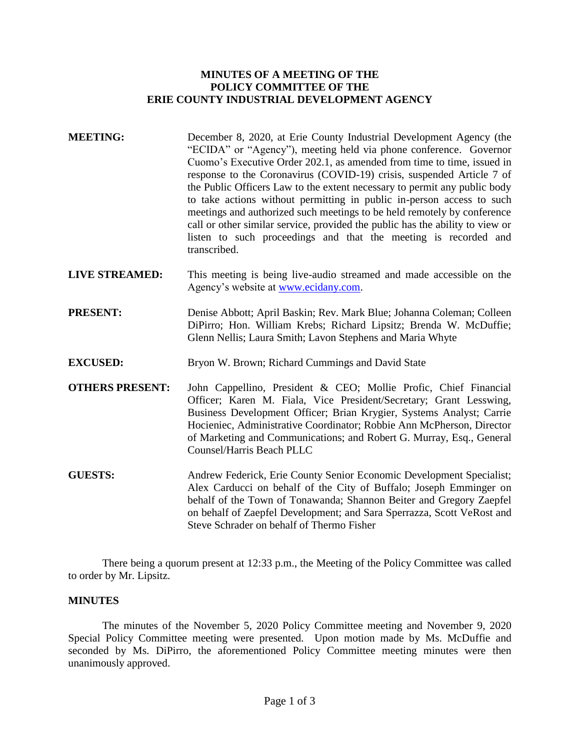**MINUTES OF A MEETING OF THE**
**POLICY COMMITTEE OF THE**
**ERIE COUNTY INDUSTRIAL DEVELOPMENT AGENCY**

**MEETING:** December 8, 2020, at Erie County Industrial Development Agency (the "ECIDA" or "Agency"), meeting held via phone conference. Governor Cuomo's Executive Order 202.1, as amended from time to time, issued in response to the Coronavirus (COVID-19) crisis, suspended Article 7 of the Public Officers Law to the extent necessary to permit any public body to take actions without permitting in public in-person access to such meetings and authorized such meetings to be held remotely by conference call or other similar service, provided the public has the ability to view or listen to such proceedings and that the meeting is recorded and transcribed.

**LIVE STREAMED:** This meeting is being live-audio streamed and made accessible on the Agency's website at www.ecidany.com.

**PRESENT:** Denise Abbott; April Baskin; Rev. Mark Blue; Johanna Coleman; Colleen DiPirro; Hon. William Krebs; Richard Lipsitz; Brenda W. McDuffie; Glenn Nellis; Laura Smith; Lavon Stephens and Maria Whyte

**EXCUSED:** Bryon W. Brown; Richard Cummings and David State

**OTHERS PRESENT:** John Cappellino, President & CEO; Mollie Profic, Chief Financial Officer; Karen M. Fiala, Vice President/Secretary; Grant Lesswing, Business Development Officer; Brian Krygier, Systems Analyst; Carrie Hocieniec, Administrative Coordinator; Robbie Ann McPherson, Director of Marketing and Communications; and Robert G. Murray, Esq., General Counsel/Harris Beach PLLC

**GUESTS:** Andrew Federick, Erie County Senior Economic Development Specialist; Alex Carducci on behalf of the City of Buffalo; Joseph Emminger on behalf of the Town of Tonawanda; Shannon Beiter and Gregory Zaepfel on behalf of Zaepfel Development; and Sara Sperrazza, Scott VeRost and Steve Schrader on behalf of Thermo Fisher

There being a quorum present at 12:33 p.m., the Meeting of the Policy Committee was called to order by Mr. Lipsitz.

**MINUTES**

The minutes of the November 5, 2020 Policy Committee meeting and November 9, 2020 Special Policy Committee meeting were presented. Upon motion made by Ms. McDuffie and seconded by Ms. DiPirro, the aforementioned Policy Committee meeting minutes were then unanimously approved.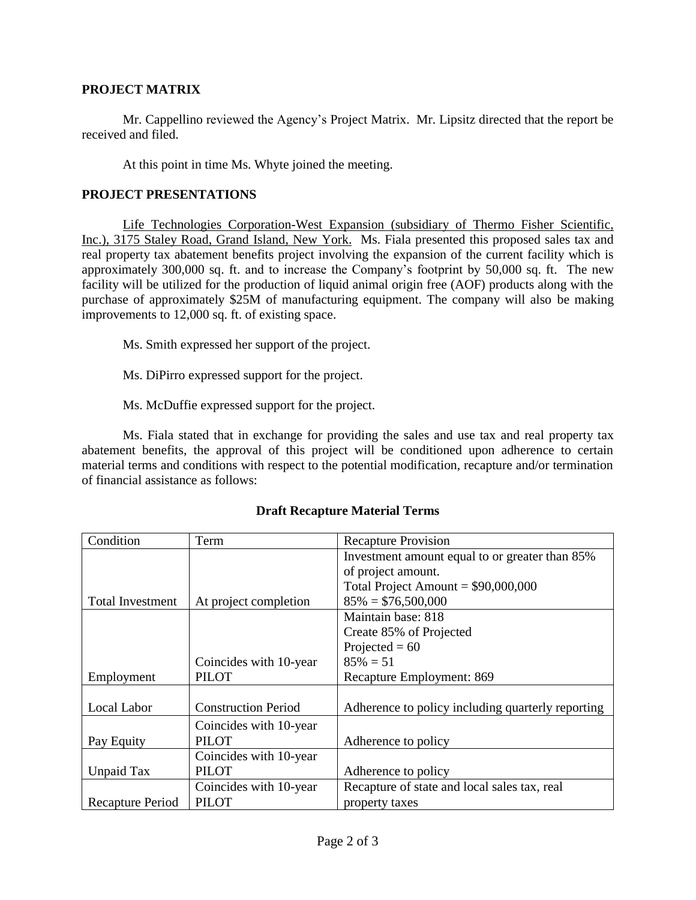**PROJECT MATRIX**

Mr. Cappellino reviewed the Agency's Project Matrix. Mr. Lipsitz directed that the report be received and filed.

At this point in time Ms. Whyte joined the meeting.

**PROJECT PRESENTATIONS**

Life Technologies Corporation-West Expansion (subsidiary of Thermo Fisher Scientific, Inc.), 3175 Staley Road, Grand Island, New York. Ms. Fiala presented this proposed sales tax and real property tax abatement benefits project involving the expansion of the current facility which is approximately 300,000 sq. ft. and to increase the Company's footprint by 50,000 sq. ft. The new facility will be utilized for the production of liquid animal origin free (AOF) products along with the purchase of approximately $25M of manufacturing equipment. The company will also be making improvements to 12,000 sq. ft. of existing space.

Ms. Smith expressed her support of the project.

Ms. DiPirro expressed support for the project.

Ms. McDuffie expressed support for the project.

Ms. Fiala stated that in exchange for providing the sales and use tax and real property tax abatement benefits, the approval of this project will be conditioned upon adherence to certain material terms and conditions with respect to the potential modification, recapture and/or termination of financial assistance as follows:

**Draft Recapture Material Terms**

| Condition | Term | Recapture Provision |
|---|---|---|
| Total Investment | At project completion | Investment amount equal to or greater than 85% of project amount.<br>Total Project Amount = $90,000,000<br>85% = $76,500,000 |
| Employment | Coincides with 10-year PILOT | Maintain base: 818<br>Create 85% of Projected<br>Projected = 60<br>85% = 51<br>Recapture Employment: 869 |
| Local Labor | Construction Period | Adherence to policy including quarterly reporting |
| Pay Equity | Coincides with 10-year PILOT | Adherence to policy |
| Unpaid Tax | Coincides with 10-year PILOT | Adherence to policy |
| Recapture Period | Coincides with 10-year PILOT | Recapture of state and local sales tax, real property taxes |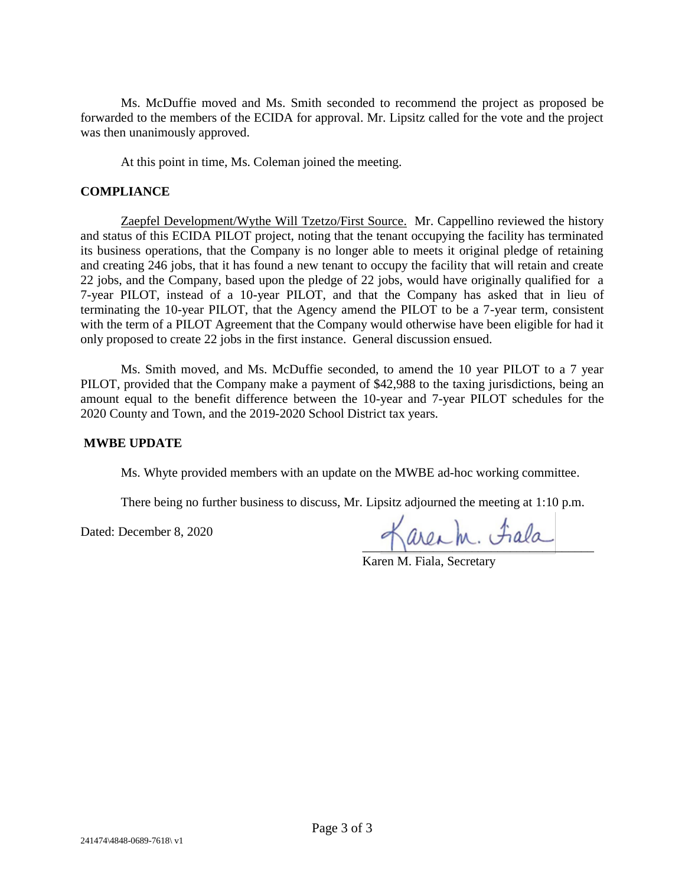Ms. McDuffie moved and Ms. Smith seconded to recommend the project as proposed be forwarded to the members of the ECIDA for approval. Mr. Lipsitz called for the vote and the project was then unanimously approved.

At this point in time, Ms. Coleman joined the meeting.

## COMPLIANCE

Zaepfel Development/Wythe Will Tzetzo/First Source. Mr. Cappellino reviewed the history and status of this ECIDA PILOT project, noting that the tenant occupying the facility has terminated its business operations, that the Company is no longer able to meets it original pledge of retaining and creating 246 jobs, that it has found a new tenant to occupy the facility that will retain and create 22 jobs, and the Company, based upon the pledge of 22 jobs, would have originally qualified for a 7-year PILOT, instead of a 10-year PILOT, and that the Company has asked that in lieu of terminating the 10-year PILOT, that the Agency amend the PILOT to be a 7-year term, consistent with the term of a PILOT Agreement that the Company would otherwise have been eligible for had it only proposed to create 22 jobs in the first instance. General discussion ensued.

Ms. Smith moved, and Ms. McDuffie seconded, to amend the 10 year PILOT to a 7 year PILOT, provided that the Company make a payment of $42,988 to the taxing jurisdictions, being an amount equal to the benefit difference between the 10-year and 7-year PILOT schedules for the 2020 County and Town, and the 2019-2020 School District tax years.

## MWBE UPDATE

Ms. Whyte provided members with an update on the MWBE ad-hoc working committee.

There being no further business to discuss, Mr. Lipsitz adjourned the meeting at 1:10 p.m.

Dated: December 8, 2020

Karen M. Fiala

Karen M. Fiala, Secretary

241474\4848-0689-7618\ v1